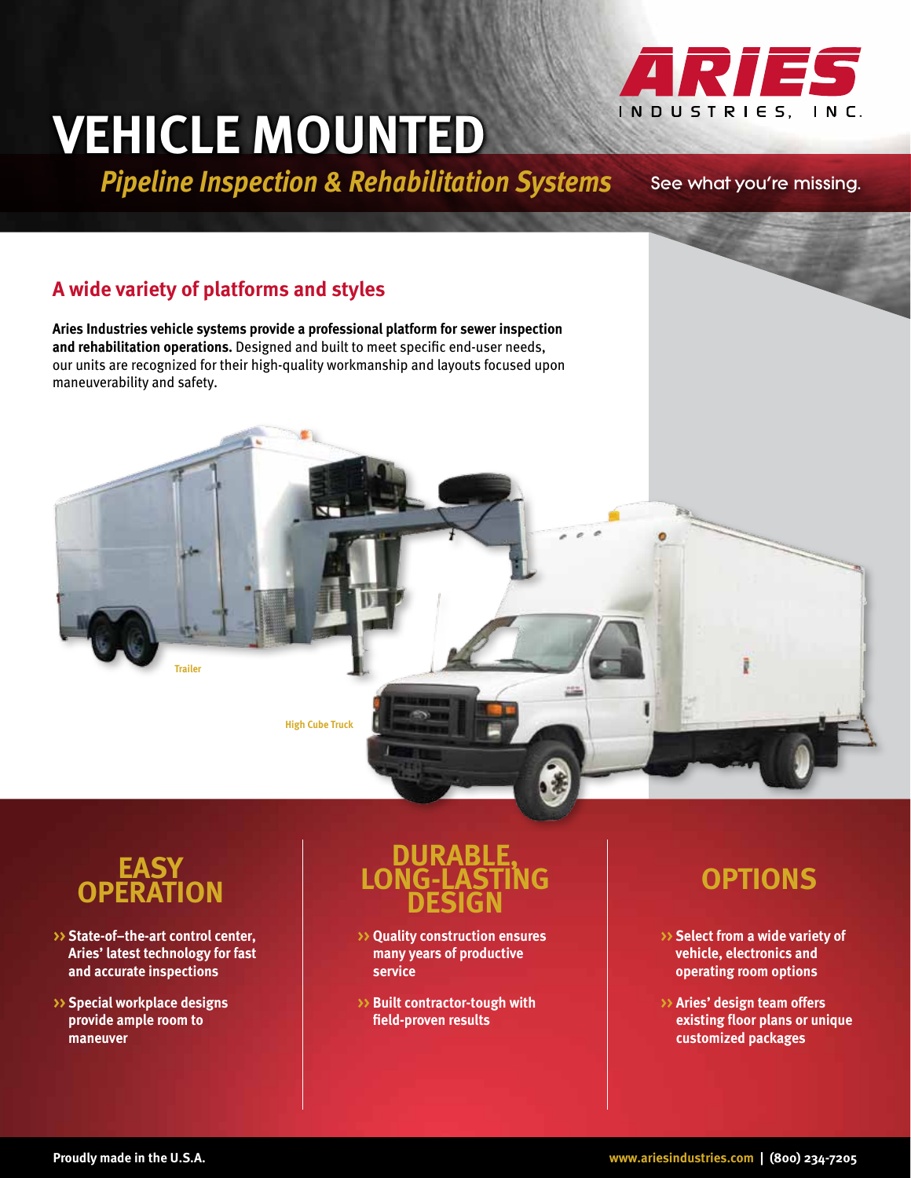ARIES INDUSTRIES, INC.

# VEHICLE MOUNTED

## *Pipeline Inspection & Rehabilitation Systems*

See what you're missing.

### A wide variety of platforms and styles

**Aries Industries vehicle systems provide a professional platform for sewer inspection and rehabilitation operations.** Designed and built to meet specific end-user needs, our units are recognized for their high-quality workmanship and layouts focused upon maneuverability and safety.

Trailer

High Cube Truck

## EASY OPERATION

- **State-of–the-art control center, Aries' latest technology for fast and accurate inspections**
- **Special workplace designs provide ample room to maneuver**

## DURABLE, LONG-LASTING DESIGN

- **Quality construction ensures many years of productive service**
- **Built contractor-tough with field-proven results**

## OPTIONS

- **Select from a wide variety of vehicle, electronics and operating room options**
- **Aries' design team offers existing floor plans or unique customized packages**

**Proudly made in the U.S.A.**

**www.ariesindustries.com | (800) 234-7205**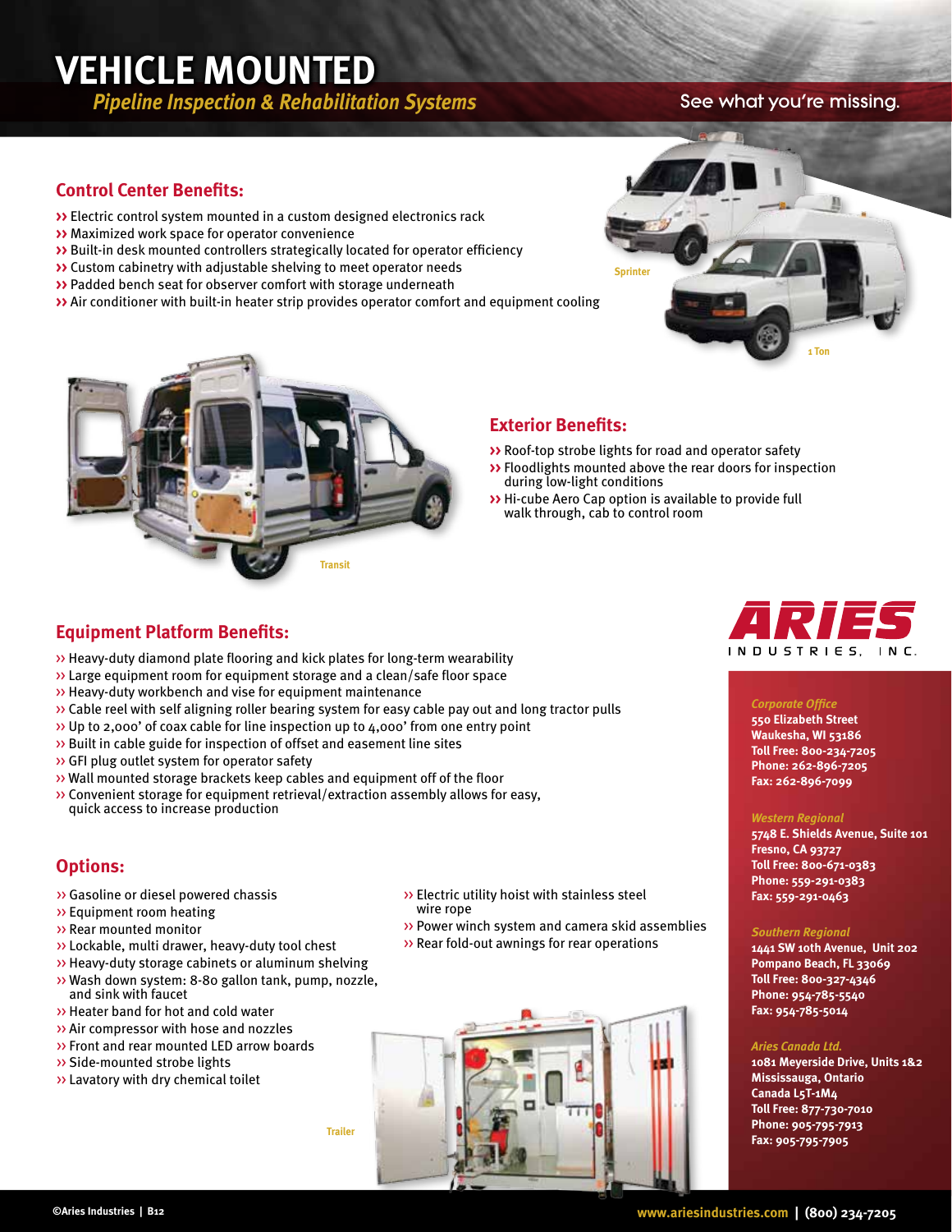# VEHICLE MOUNTED

*Pipeline Inspection & Rehabilitation Systems*

See what you're missing.

## Control Center Benefits:

- Electric control system mounted in a custom designed electronics rack
- Maximized work space for operator convenience
- Built-in desk mounted controllers strategically located for operator efficiency
- Custom cabinetry with adjustable shelving to meet operator needs
- Padded bench seat for observer comfort with storage underneath
- Air conditioner with built-in heater strip provides operator comfort and equipment cooling

Sprinter

1 Ton

Transit

## Exterior Benefits:

- Roof-top strobe lights for road and operator safety
- Floodlights mounted above the rear doors for inspection during low-light conditions
- Hi-cube Aero Cap option is available to provide full walk through, cab to control room

## Equipment Platform Benefits:

- Heavy-duty diamond plate flooring and kick plates for long-term wearability
- Large equipment room for equipment storage and a clean/safe floor space
- Heavy-duty workbench and vise for equipment maintenance
- Cable reel with self aligning roller bearing system for easy cable pay out and long tractor pulls
- Up to 2,000' of coax cable for line inspection up to 4,000' from one entry point
- Built in cable guide for inspection of offset and easement line sites
- GFI plug outlet system for operator safety
- Wall mounted storage brackets keep cables and equipment off of the floor
- Convenient storage for equipment retrieval/extraction assembly allows for easy, quick access to increase production

## Options:

- Gasoline or diesel powered chassis
- Equipment room heating
- Rear mounted monitor
- Lockable, multi drawer, heavy-duty tool chest
- Heavy-duty storage cabinets or aluminum shelving
- Wash down system: 8-80 gallon tank, pump, nozzle, and sink with faucet
- Heater band for hot and cold water
- Air compressor with hose and nozzles
- Front and rear mounted LED arrow boards
- Side-mounted strobe lights
- Lavatory with dry chemical toilet
- Electric utility hoist with stainless steel wire rope
- Power winch system and camera skid assemblies
- Rear fold-out awnings for rear operations

Trailer

**ARIES INDUSTRIES, INC.**

*Corporate Office*
**550 Elizabeth Street**
**Waukesha, WI 53186**
**Toll Free: 800-234-7205**
**Phone: 262-896-7205**
**Fax: 262-896-7099**

*Western Regional*
**5748 E. Shields Avenue, Suite 101**
**Fresno, CA 93727**
**Toll Free: 800-671-0383**
**Phone: 559-291-0383**
**Fax: 559-291-0463**

*Southern Regional*
**1441 SW 10th Avenue, Unit 202**
**Pompano Beach, FL 33069**
**Toll Free: 800-327-4346**
**Phone: 954-785-5540**
**Fax: 954-785-5014**

*Aries Canada Ltd.*
**1081 Meyerside Drive, Units 1&2**
**Mississauga, Ontario**
**Canada L5T-1M4**
**Toll Free: 877-730-7010**
**Phone: 905-795-7913**
**Fax: 905-795-7905**

©Aries Industries | B12

www.ariesindustries.com | (800) 234-7205